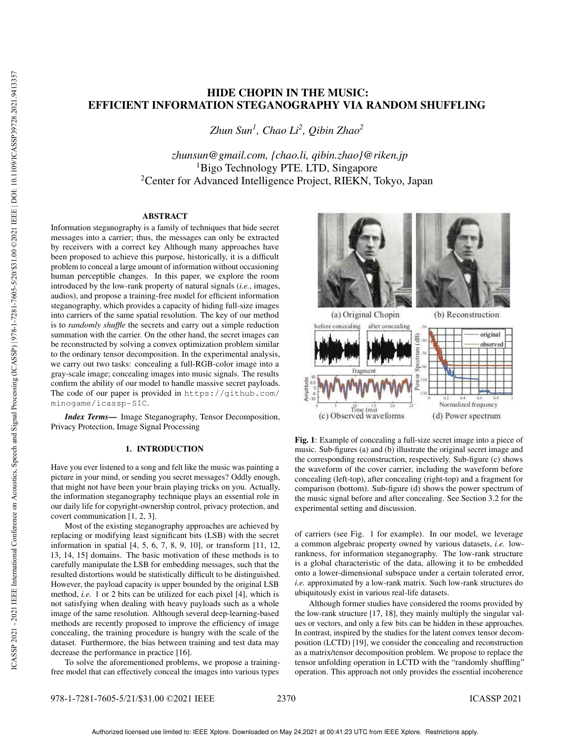# HIDE CHOPIN IN THE MUSIC:
# EFFICIENT INFORMATION STEGANOGRAPHY VIA RANDOM SHUFFLING

*Zhun Sun[1], Chao Li[2], Qibin Zhao[2]*

*zhunsun@gmail.com, {chao.li, qibin.zhao}@riken.jp*
[1]Bigo Technology PTE. LTD, Singapore
[2]Center for Advanced Intelligence Project, RIEKN, Tokyo, Japan

## ABSTRACT

Information steganography is a family of techniques that hide secret messages into a carrier; thus, the messages can only be extracted by receivers with a correct key Although many approaches have been proposed to achieve this purpose, historically, it is a difficult problem to conceal a large amount of information without occasioning human perceptible changes. In this paper, we explore the room introduced by the low-rank property of natural signals (*i.e.*, images, audios), and propose a training-free model for efficient information steganography, which provides a capacity of hiding full-size images into carriers of the same spatial resolution. The key of our method is to *randomly shuffle* the secrets and carry out a simple reduction summation with the carrier. On the other hand, the secret images can be reconstructed by solving a convex optimization problem similar to the ordinary tensor decomposition. In the experimental analysis, we carry out two tasks: concealing a full-RGB-color image into a gray-scale image; concealing images into music signals. The results confirm the ability of our model to handle massive secret payloads. The code of our paper is provided in https://github.com/minogame/icassp-SIC.

***Index Terms*—** Image Steganography, Tensor Decomposition, Privacy Protection, Image Signal Processing

## 1. INTRODUCTION

Have you ever listened to a song and felt like the music was painting a picture in your mind, or sending you secret messages? Oddly enough, that might not have been your brain playing tricks on you. Actually, the information steganography technique plays an essential role in our daily life for copyright-ownership control, privacy protection, and covert communication [1, 2, 3].

Most of the existing steganography approaches are achieved by replacing or modifying least significant bits (LSB) with the secret information in spatial [4, 5, 6, 7, 8, 9, 10], or transform [11, 12, 13, 14, 15] domains. The basic motivation of these methods is to carefully manipulate the LSB for embedding messages, such that the resulted distortions would be statistically difficult to be distinguished. However, the payload capacity is upper bounded by the original LSB method, *i.e.* 1 or 2 bits can be utilized for each pixel [4], which is not satisfying when dealing with heavy payloads such as a whole image of the same resolution. Although several deep-learning-based methods are recently proposed to improve the efficiency of image concealing, the training procedure is hungry with the scale of the dataset. Furthermore, the bias between training and test data may decrease the performance in practice [16].

To solve the aforementioned problems, we propose a training-free model that can effectively conceal the images into various types of carriers (see Fig. 1 for example). In our model, we leverage a common algebraic property owned by various datasets, *i.e.* low-rankness, for information steganography. The low-rank structure is a global characteristic of the data, allowing it to be embedded onto a lower-dimensional subspace under a certain tolerated error, *i.e.* approximated by a low-rank matrix. Such low-rank structures do ubiquitously exist in various real-life datasets.

Although former studies have considered the rooms provided by the low-rank structure [17, 18], they mainly multiply the singular values or vectors, and only a few bits can be hidden in these approaches. In contrast, inspired by the studies for the latent convex tensor decomposition (LCTD) [19], we consider the concealing and reconstruction as a matrix/tensor decomposition problem. We propose to replace the tensor unfolding operation in LCTD with the "randomly shuffling" operation. This approach not only provides the essential incoherence

**Fig. 1**: Example of concealing a full-size secret image into a piece of music. Sub-figures (a) and (b) illustrate the original secret image and the corresponding reconstruction, respectively. Sub-figure (c) shows the waveform of the cover carrier, including the waveform before concealing (left-top), after concealing (right-top) and a fragment for comparison (bottom). Sub-figure (d) shows the power spectrum of the music signal before and after concealing. See Section 3.2 for the experimental setting and discussion.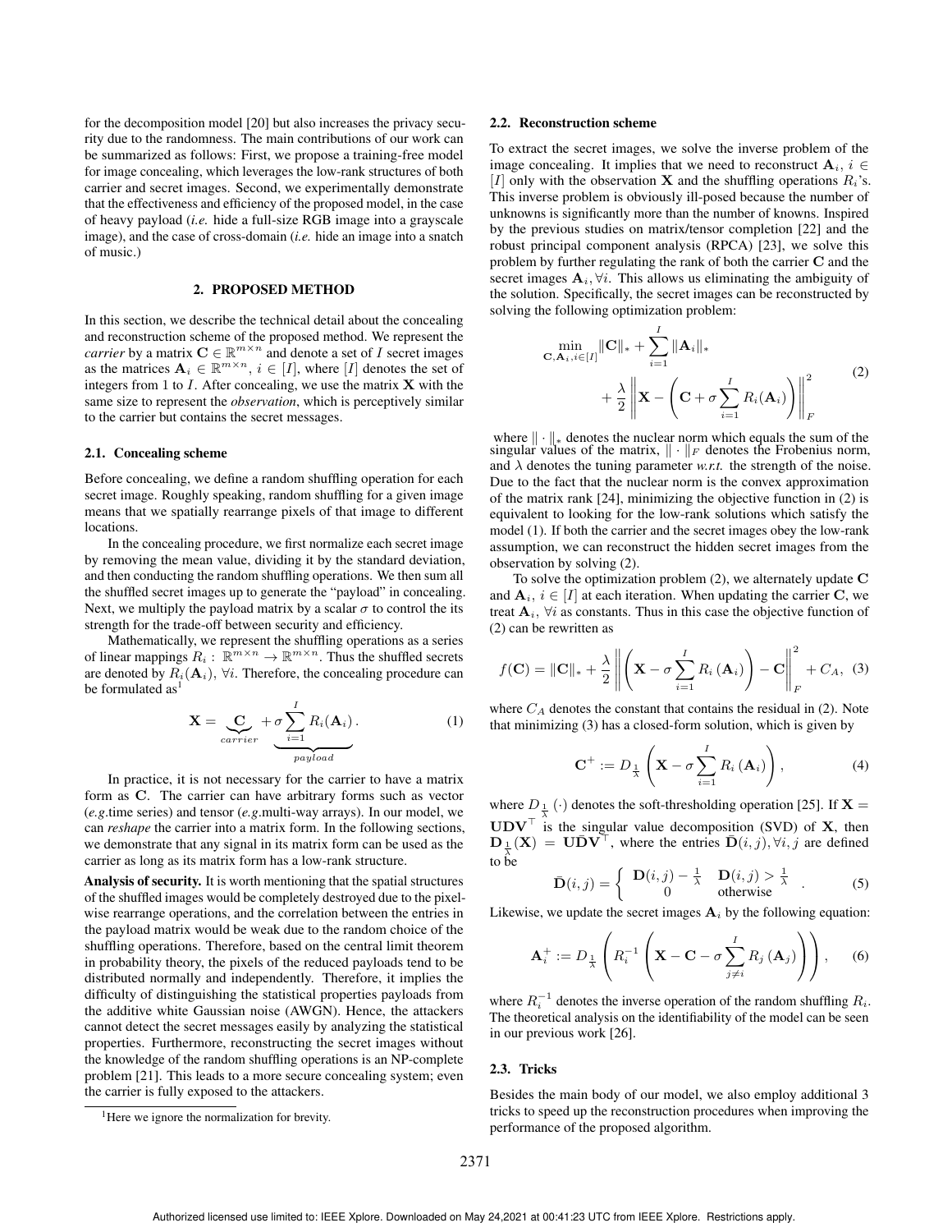for the decomposition model [20] but also increases the privacy security due to the randomness. The main contributions of our work can be summarized as follows: First, we propose a training-free model for image concealing, which leverages the low-rank structures of both carrier and secret images. Second, we experimentally demonstrate that the effectiveness and efficiency of the proposed model, in the case of heavy payload (*i.e.* hide a full-size RGB image into a grayscale image), and the case of cross-domain (*i.e.* hide an image into a snatch of music.)

## 2. PROPOSED METHOD

In this section, we describe the technical detail about the concealing and reconstruction scheme of the proposed method. We represent the *carrier* by a matrix $\mathbf{C} \in \mathbb{R}^{m \times n}$ and denote a set of $I$ secret images as the matrices $\mathbf{A}_i \in \mathbb{R}^{m \times n}$, $i \in [I]$, where $[I]$ denotes the set of integers from 1 to $I$. After concealing, we use the matrix $\mathbf{X}$ with the same size to represent the *observation*, which is perceptively similar to the carrier but contains the secret messages.

### 2.1. Concealing scheme

Before concealing, we define a random shuffling operation for each secret image. Roughly speaking, random shuffling for a given image means that we spatially rearrange pixels of that image to different locations.

In the concealing procedure, we first normalize each secret image by removing the mean value, dividing it by the standard deviation, and then conducting the random shuffling operations. We then sum all the shuffled secret images up to generate the "payload" in concealing. Next, we multiply the payload matrix by a scalar $\sigma$ to control the its strength for the trade-off between security and efficiency.

Mathematically, we represent the shuffling operations as a series of linear mappings $R_i: \mathbb{R}^{m \times n} \to \mathbb{R}^{m \times n}$. Thus the shuffled secrets are denoted by $R_i(\mathbf{A}_i)$, $\forall i$. Therefore, the concealing procedure can be formulated as[1]

$$\mathbf{X} = \underbrace{\mathbf{C}}_{carrier} + \underbrace{\sigma \sum_{i=1}^{I} R_i(\mathbf{A}_i)}_{payload}. \tag{1}$$

In practice, it is not necessary for the carrier to have a matrix form as $\mathbf{C}$. The carrier can have arbitrary forms such as vector (*e.g.*time series) and tensor (*e.g.*multi-way arrays). In our model, we can *reshape* the carrier into a matrix form. In the following sections, we demonstrate that any signal in its matrix form can be used as the carrier as long as its matrix form has a low-rank structure.

**Analysis of security.** It is worth mentioning that the spatial structures of the shuffled images would be completely destroyed due to the pixel-wise rearrange operations, and the correlation between the entries in the payload matrix would be weak due to the random choice of the shuffling operations. Therefore, based on the central limit theorem in probability theory, the pixels of the reduced payloads tend to be distributed normally and independently. Therefore, it implies the difficulty of distinguishing the statistical properties payloads from the additive white Gaussian noise (AWGN). Hence, the attackers cannot detect the secret messages easily by analyzing the statistical properties. Furthermore, reconstructing the secret images without the knowledge of the random shuffling operations is an NP-complete problem [21]. This leads to a more secure concealing system; even the carrier is fully exposed to the attackers.

[1] Here we ignore the normalization for brevity.

### 2.2. Reconstruction scheme

To extract the secret images, we solve the inverse problem of the image concealing. It implies that we need to reconstruct $\mathbf{A}_i$, $i \in [I]$ only with the observation $\mathbf{X}$ and the shuffling operations $R_i$'s. This inverse problem is obviously ill-posed because the number of unknowns is significantly more than the number of knowns. Inspired by the previous studies on matrix/tensor completion [22] and the robust principal component analysis (RPCA) [23], we solve this problem by further regulating the rank of both the carrier $\mathbf{C}$ and the secret images $\mathbf{A}_i, \forall i$. This allows us eliminating the ambiguity of the solution. Specifically, the secret images can be reconstructed by solving the following optimization problem:

$$\min_{\mathbf{C}, \mathbf{A}_i, i \in [I]} \|\mathbf{C}\|_* + \sum_{i=1}^{I} \|\mathbf{A}_i\|_* + \frac{\lambda}{2} \left\| \mathbf{X} - \left( \mathbf{C} + \sigma \sum_{i=1}^{I} R_i(\mathbf{A}_i) \right) \right\|_F^2 \tag{2}$$

where $\|\cdot\|_*$ denotes the nuclear norm which equals the sum of the singular values of the matrix, $\|\cdot\|_F$ denotes the Frobenius norm, and $\lambda$ denotes the tuning parameter *w.r.t.* the strength of the noise. Due to the fact that the nuclear norm is the convex approximation of the matrix rank [24], minimizing the objective function in (2) is equivalent to looking for the low-rank solutions which satisfy the model (1). If both the carrier and the secret images obey the low-rank assumption, we can reconstruct the hidden secret images from the observation by solving (2).

To solve the optimization problem (2), we alternately update $\mathbf{C}$ and $\mathbf{A}_i$, $i \in [I]$ at each iteration. When updating the carrier $\mathbf{C}$, we treat $\mathbf{A}_i, \forall i$ as constants. Thus in this case the objective function of (2) can be rewritten as

$$f(\mathbf{C}) = \|\mathbf{C}\|_* + \frac{\lambda}{2} \left\| \left( \mathbf{X} - \sigma \sum_{i=1}^{I} R_i(\mathbf{A}_i) \right) - \mathbf{C} \right\|_F^2 + C_A, \tag{3}$$

where $C_A$ denotes the constant that contains the residual in (2). Note that minimizing (3) has a closed-form solution, which is given by

$$\mathbf{C}^+ := D_{\frac{1}{\lambda}} \left( \mathbf{X} - \sigma \sum_{i=1}^{I} R_i(\mathbf{A}_i) \right), \tag{4}$$

where $D_{\frac{1}{\lambda}}(\cdot)$ denotes the soft-thresholding operation [25]. If $\mathbf{X} = \mathbf{U}\mathbf{D}\mathbf{V}^\top$ is the singular value decomposition (SVD) of $\mathbf{X}$, then $\mathbf{D}_{\frac{1}{\lambda}}(\mathbf{X}) = \mathbf{U}\bar{\mathbf{D}}\mathbf{V}^\top$, where the entries $\bar{\mathbf{D}}(i,j), \forall i,j$ are defined to be

$$\bar{\mathbf{D}}(i,j) = \begin{cases} \mathbf{D}(i,j) - \frac{1}{\lambda} & \mathbf{D}(i,j) > \frac{1}{\lambda} \\ 0 & \text{otherwise} \end{cases}. \tag{5}$$

Likewise, we update the secret images $\mathbf{A}_i$ by the following equation:

$$\mathbf{A}_i^+ := D_{\frac{1}{\lambda}} \left( R_i^{-1} \left( \mathbf{X} - \mathbf{C} - \sigma \sum_{j \neq i}^{I} R_j(\mathbf{A}_j) \right) \right), \tag{6}$$

where $R_i^{-1}$ denotes the inverse operation of the random shuffling $R_i$. The theoretical analysis on the identifiability of the model can be seen in our previous work [26].

### 2.3. Tricks

Besides the main body of our model, we also employ additional 3 tricks to speed up the reconstruction procedures when improving the performance of the proposed algorithm.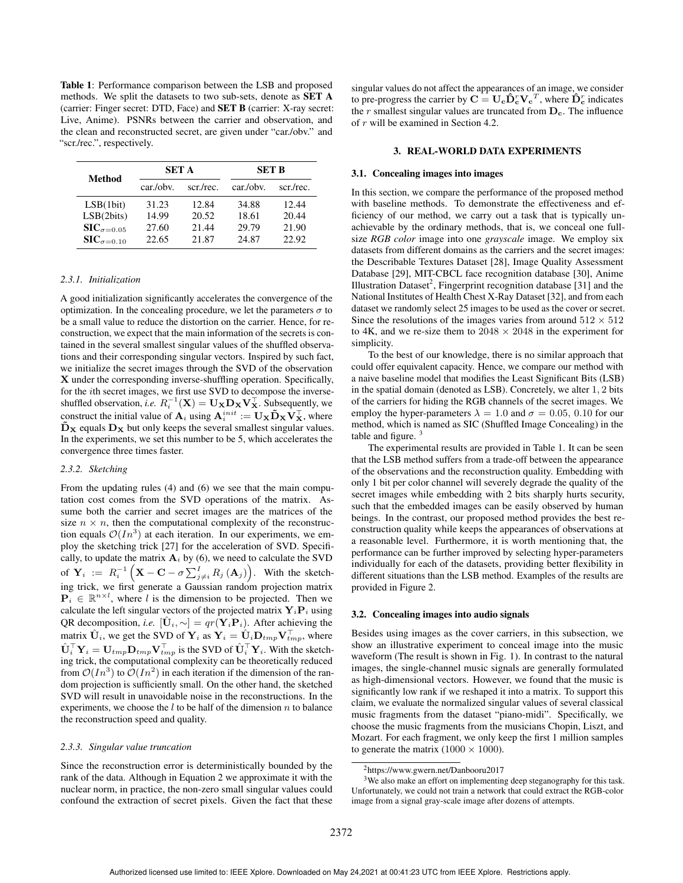**Table 1**: Performance comparison between the LSB and proposed methods. We split the datasets to two sub-sets, denote as **SET A** (carrier: Finger secret: DTD, Face) and **SET B** (carrier: X-ray secret: Live, Anime). PSNRs between the carrier and observation, and the clean and reconstructed secret, are given under "car./obv." and "scr./rec.", respectively.

| Method | SET A | | SET B | |
|---|---|---|---|---|
| | car./obv. | scr./rec. | car./obv. | scr./rec. |
| LSB(1bit) | 31.23 | 12.84 | 34.88 | 12.44 |
| LSB(2bits) | 14.99 | 20.52 | 18.61 | 20.44 |
| $\mathbf{SIC}_{\sigma=0.05}$ | 27.60 | 21.44 | 29.79 | 21.90 |
| $\mathbf{SIC}_{\sigma=0.10}$ | 22.65 | 21.87 | 24.87 | 22.92 |

#### 2.3.1. Initialization

A good initialization significantly accelerates the convergence of the optimization. In the concealing procedure, we let the parameters $\sigma$ to be a small value to reduce the distortion on the carrier. Hence, for reconstruction, we expect that the main information of the secrets is contained in the several smallest singular values of the shuffled observations and their corresponding singular vectors. Inspired by such fact, we initialize the secret images through the SVD of the observation $\mathbf{X}$ under the corresponding inverse-shuffling operation. Specifically, for the $i$th secret images, we first use SVD to decompose the inverse-shuffled observation, *i.e.* $R_i^{-1}(\mathbf{X}) = \mathbf{U_X D_X V_X^\top}$. Subsequently, we construct the initial value of $\mathbf{A}_i$ using $\mathbf{A}_i^{init} := \mathbf{U_X \tilde{D}_X V_X^\top}$, where $\mathbf{\tilde{D}_X}$ equals $\mathbf{D_X}$ but only keeps the several smallest singular values. In the experiments, we set this number to be 5, which accelerates the convergence three times faster.

#### 2.3.2. Sketching

From the updating rules (4) and (6) we see that the main computation cost comes from the SVD operations of the matrix. Assume both the carrier and secret images are the matrices of the size $n \times n$, then the computational complexity of the reconstruction equals $\mathcal{O}(In^3)$ at each iteration. In our experiments, we employ the sketching trick [27] for the acceleration of SVD. Specifically, to update the matrix $\mathbf{A}_i$ by (6), we need to calculate the SVD of $\mathbf{Y}_i := R_i^{-1}\left(\mathbf{X} - \mathbf{C} - \sigma \sum_{j \neq i}^{I} R_j(\mathbf{A}_j)\right)$. With the sketching trick, we first generate a Gaussian random projection matrix $\mathbf{P}_i \in \mathbb{R}^{n \times l}$, where $l$ is the dimension to be projected. Then we calculate the left singular vectors of the projected matrix $\mathbf{Y}_i\mathbf{P}_i$ using QR decomposition, *i.e.* $[\hat{\mathbf{U}}_i, \sim] = qr(\mathbf{Y}_i\mathbf{P}_i)$. After achieving the matrix $\hat{\mathbf{U}}_i$, we get the SVD of $\mathbf{Y}_i$ as $\mathbf{Y}_i = \hat{\mathbf{U}}_i \mathbf{D}_{tmp} \mathbf{V}_{tmp}^\top$, where $\hat{\mathbf{U}}_i^\top \mathbf{Y}_i = \mathbf{U}_{tmp} \mathbf{D}_{tmp} \mathbf{V}_{tmp}^\top$ is the SVD of $\hat{\mathbf{U}}_i^\top \mathbf{Y}_i$. With the sketching trick, the computational complexity can be theoretically reduced from $\mathcal{O}(In^3)$ to $\mathcal{O}(In^2)$ in each iteration if the dimension of the random projection is sufficiently small. On the other hand, the sketched SVD will result in unavoidable noise in the reconstructions. In the experiments, we choose the $l$ to be half of the dimension $n$ to balance the reconstruction speed and quality.

#### 2.3.3. Singular value truncation

Since the reconstruction error is deterministically bounded by the rank of the data. Although in Equation 2 we approximate it with the nuclear norm, in practice, the non-zero small singular values could confound the extraction of secret pixels. Given the fact that these singular values do not affect the appearances of an image, we consider to pre-progress the carrier by $\mathbf{C} = \mathbf{U_c} \hat{\mathbf{D}}_\mathbf{c}^r \mathbf{V_c}^T$, where $\hat{\mathbf{D}}_\mathbf{c}^r$ indicates the $r$ smallest singular values are truncated from $\mathbf{D_c}$. The influence of $r$ will be examined in Section 4.2.

## 3. REAL-WORLD DATA EXPERIMENTS

### 3.1. Concealing images into images

In this section, we compare the performance of the proposed method with baseline methods. To demonstrate the effectiveness and efficiency of our method, we carry out a task that is typically unachievable by the ordinary methods, that is, we conceal one full-size *RGB color* image into one *grayscale* image. We employ six datasets from different domains as the carriers and the secret images: the Describable Textures Dataset [28], Image Quality Assessment Database [29], MIT-CBCL face recognition database [30], Anime Illustration Dataset[2], Fingerprint recognition database [31] and the National Institutes of Health Chest X-Ray Dataset [32], and from each dataset we randomly select 25 images to be used as the cover or secret. Since the resolutions of the images varies from around $512 \times 512$ to 4K, and we re-size them to $2048 \times 2048$ in the experiment for simplicity.

To the best of our knowledge, there is no similar approach that could offer equivalent capacity. Hence, we compare our method with a naive baseline model that modifies the Least Significant Bits (LSB) in the spatial domain (denoted as LSB). Concretely, we alter 1, 2 bits of the carriers for hiding the RGB channels of the secret images. We employ the hyper-parameters $\lambda = 1.0$ and $\sigma = 0.05,\ 0.10$ for our method, which is named as SIC (Shuffled Image Concealing) in the table and figure. [3]

The experimental results are provided in Table 1. It can be seen that the LSB method suffers from a trade-off between the appearance of the observations and the reconstruction quality. Embedding with only 1 bit per color channel will severely degrade the quality of the secret images while embedding with 2 bits sharply hurts security, such that the embedded images can be easily observed by human beings. In the contrast, our proposed method provides the best reconstruction quality while keeps the appearances of observations at a reasonable level. Furthermore, it is worth mentioning that, the performance can be further improved by selecting hyper-parameters individually for each of the datasets, providing better flexibility in different situations than the LSB method. Examples of the results are provided in Figure 2.

### 3.2. Concealing images into audio signals

Besides using images as the cover carriers, in this subsection, we show an illustrative experiment to conceal image into the music waveform (The result is shown in Fig. 1). In contrast to the natural images, the single-channel music signals are generally formulated as high-dimensional vectors. However, we found that the music is significantly low rank if we reshaped it into a matrix. To support this claim, we evaluate the normalized singular values of several classical music fragments from the dataset "piano-midi". Specifically, we choose the music fragments from the musicians Chopin, Liszt, and Mozart. For each fragment, we only keep the first 1 million samples to generate the matrix ($1000 \times 1000$).

[2] https://www.gwern.net/Danbooru2017

[3] We also make an effort on implementing deep steganography for this task. Unfortunately, we could not train a network that could extract the RGB-color image from a signal gray-scale image after dozens of attempts.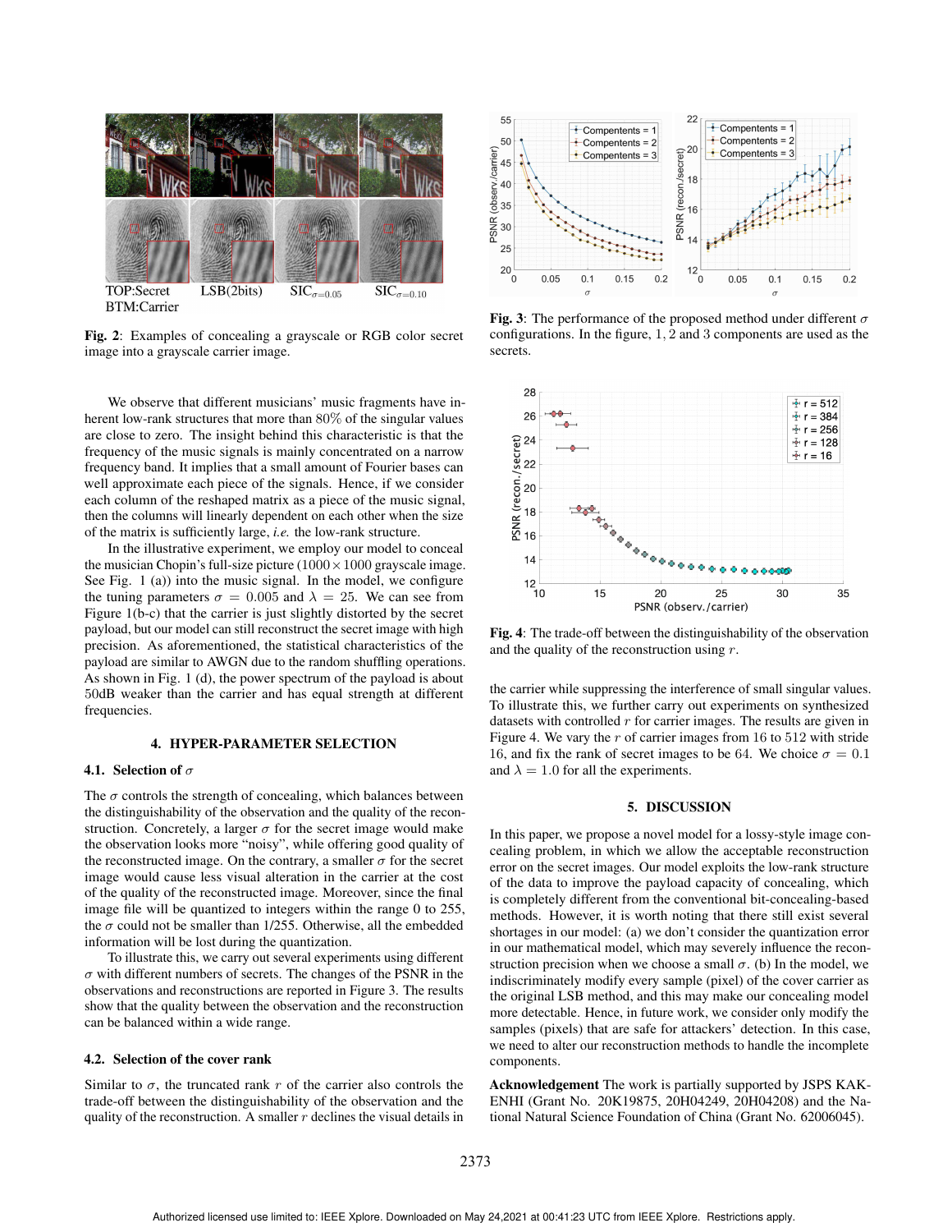TOP:Secret BTM:Carrier LSB(2bits) $\text{SIC}_{\sigma=0.05}$ $\text{SIC}_{\sigma=0.10}$

**Fig. 2**: Examples of concealing a grayscale or RGB color secret image into a grayscale carrier image.

We observe that different musicians' music fragments have inherent low-rank structures that more than 80% of the singular values are close to zero. The insight behind this characteristic is that the frequency of the music signals is mainly concentrated on a narrow frequency band. It implies that a small amount of Fourier bases can well approximate each piece of the signals. Hence, if we consider each column of the reshaped matrix as a piece of the music signal, then the columns will linearly dependent on each other when the size of the matrix is sufficiently large, *i.e.* the low-rank structure.

In the illustrative experiment, we employ our model to conceal the musician Chopin's full-size picture ($1000 \times 1000$ grayscale image. See Fig. 1 (a)) into the music signal. In the model, we configure the tuning parameters $\sigma = 0.005$ and $\lambda = 25$. We can see from Figure 1(b-c) that the carrier is just slightly distorted by the secret payload, but our model can still reconstruct the secret image with high precision. As aforementioned, the statistical characteristics of the payload are similar to AWGN due to the random shuffling operations. As shown in Fig. 1 (d), the power spectrum of the payload is about 50dB weaker than the carrier and has equal strength at different frequencies.

## 4. HYPER-PARAMETER SELECTION

### 4.1. Selection of $\sigma$

The $\sigma$ controls the strength of concealing, which balances between the distinguishability of the observation and the quality of the reconstruction. Concretely, a larger $\sigma$ for the secret image would make the observation looks more "noisy", while offering good quality of the reconstructed image. On the contrary, a smaller $\sigma$ for the secret image would cause less visual alteration in the carrier at the cost of the quality of the reconstructed image. Moreover, since the final image file will be quantized to integers within the range 0 to 255, the $\sigma$ could not be smaller than 1/255. Otherwise, all the embedded information will be lost during the quantization.

To illustrate this, we carry out several experiments using different $\sigma$ with different numbers of secrets. The changes of the PSNR in the observations and reconstructions are reported in Figure 3. The results show that the quality between the observation and the reconstruction can be balanced within a wide range.

### 4.2. Selection of the cover rank

Similar to $\sigma$, the truncated rank $r$ of the carrier also controls the trade-off between the distinguishability of the observation and the quality of the reconstruction. A smaller $r$ declines the visual details in the carrier while suppressing the interference of small singular values. To illustrate this, we further carry out experiments on synthesized datasets with controlled $r$ for carrier images. The results are given in Figure 4. We vary the $r$ of carrier images from 16 to 512 with stride 16, and fix the rank of secret images to be 64. We choice $\sigma = 0.1$ and $\lambda = 1.0$ for all the experiments.

**Fig. 3**: The performance of the proposed method under different $\sigma$ configurations. In the figure, 1, 2 and 3 components are used as the secrets.

**Fig. 4**: The trade-off between the distinguishability of the observation and the quality of the reconstruction using $r$.

## 5. DISCUSSION

In this paper, we propose a novel model for a lossy-style image concealing problem, in which we allow the acceptable reconstruction error on the secret images. Our model exploits the low-rank structure of the data to improve the payload capacity of concealing, which is completely different from the conventional bit-concealing-based methods. However, it is worth noting that there still exist several shortages in our model: (a) we don't consider the quantization error in our mathematical model, which may severely influence the reconstruction precision when we choose a small $\sigma$. (b) In the model, we indiscriminately modify every sample (pixel) of the cover carrier as the original LSB method, and this may make our concealing model more detectable. Hence, in future work, we consider only modify the samples (pixels) that are safe for attackers' detection. In this case, we need to alter our reconstruction methods to handle the incomplete components.

**Acknowledgement** The work is partially supported by JSPS KAKENHI (Grant No. 20K19875, 20H04249, 20H04208) and the National Natural Science Foundation of China (Grant No. 62006045).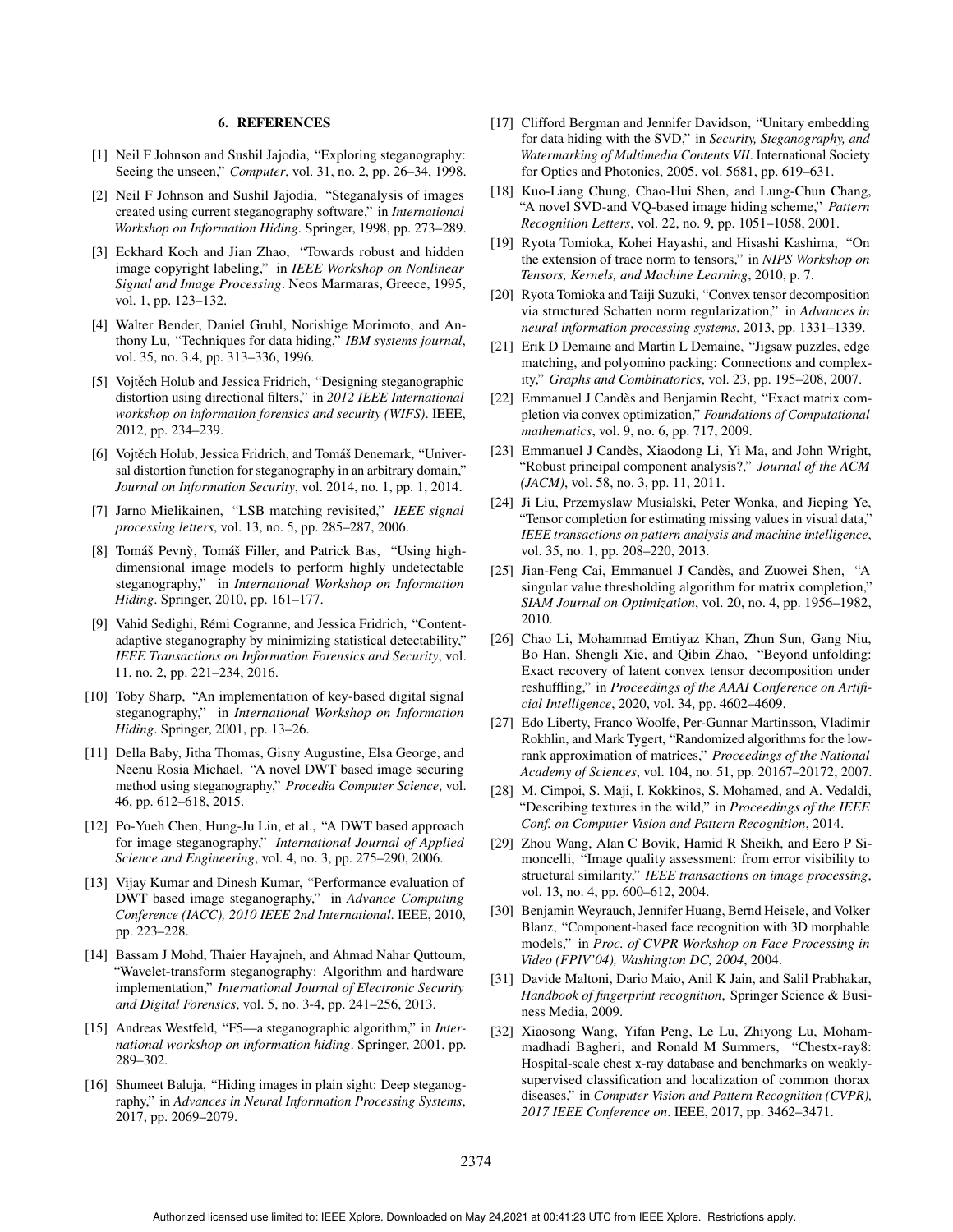## 6. REFERENCES

[1] Neil F Johnson and Sushil Jajodia, "Exploring steganography: Seeing the unseen," *Computer*, vol. 31, no. 2, pp. 26–34, 1998.

[2] Neil F Johnson and Sushil Jajodia, "Steganalysis of images created using current steganography software," in *International Workshop on Information Hiding*. Springer, 1998, pp. 273–289.

[3] Eckhard Koch and Jian Zhao, "Towards robust and hidden image copyright labeling," in *IEEE Workshop on Nonlinear Signal and Image Processing*. Neos Marmaras, Greece, 1995, vol. 1, pp. 123–132.

[4] Walter Bender, Daniel Gruhl, Norishige Morimoto, and Anthony Lu, "Techniques for data hiding," *IBM systems journal*, vol. 35, no. 3.4, pp. 313–336, 1996.

[5] Vojtěch Holub and Jessica Fridrich, "Designing steganographic distortion using directional filters," in *2012 IEEE International workshop on information forensics and security (WIFS)*. IEEE, 2012, pp. 234–239.

[6] Vojtěch Holub, Jessica Fridrich, and Tomáš Denemark, "Universal distortion function for steganography in an arbitrary domain," *Journal on Information Security*, vol. 2014, no. 1, pp. 1, 2014.

[7] Jarno Mielikainen, "LSB matching revisited," *IEEE signal processing letters*, vol. 13, no. 5, pp. 285–287, 2006.

[8] Tomáš Pevnỳ, Tomáš Filler, and Patrick Bas, "Using high-dimensional image models to perform highly undetectable steganography," in *International Workshop on Information Hiding*. Springer, 2010, pp. 161–177.

[9] Vahid Sedighi, Rémi Cogranne, and Jessica Fridrich, "Content-adaptive steganography by minimizing statistical detectability," *IEEE Transactions on Information Forensics and Security*, vol. 11, no. 2, pp. 221–234, 2016.

[10] Toby Sharp, "An implementation of key-based digital signal steganography," in *International Workshop on Information Hiding*. Springer, 2001, pp. 13–26.

[11] Della Baby, Jitha Thomas, Gisny Augustine, Elsa George, and Neenu Rosia Michael, "A novel DWT based image securing method using steganography," *Procedia Computer Science*, vol. 46, pp. 612–618, 2015.

[12] Po-Yueh Chen, Hung-Ju Lin, et al., "A DWT based approach for image steganography," *International Journal of Applied Science and Engineering*, vol. 4, no. 3, pp. 275–290, 2006.

[13] Vijay Kumar and Dinesh Kumar, "Performance evaluation of DWT based image steganography," in *Advance Computing Conference (IACC), 2010 IEEE 2nd International*. IEEE, 2010, pp. 223–228.

[14] Bassam J Mohd, Thaier Hayajneh, and Ahmad Nahar Quttoum, "Wavelet-transform steganography: Algorithm and hardware implementation," *International Journal of Electronic Security and Digital Forensics*, vol. 5, no. 3-4, pp. 241–256, 2013.

[15] Andreas Westfeld, "F5—a steganographic algorithm," in *International workshop on information hiding*. Springer, 2001, pp. 289–302.

[16] Shumeet Baluja, "Hiding images in plain sight: Deep steganography," in *Advances in Neural Information Processing Systems*, 2017, pp. 2069–2079.

[17] Clifford Bergman and Jennifer Davidson, "Unitary embedding for data hiding with the SVD," in *Security, Steganography, and Watermarking of Multimedia Contents VII*. International Society for Optics and Photonics, 2005, vol. 5681, pp. 619–631.

[18] Kuo-Liang Chung, Chao-Hui Shen, and Lung-Chun Chang, "A novel SVD-and VQ-based image hiding scheme," *Pattern Recognition Letters*, vol. 22, no. 9, pp. 1051–1058, 2001.

[19] Ryota Tomioka, Kohei Hayashi, and Hisashi Kashima, "On the extension of trace norm to tensors," in *NIPS Workshop on Tensors, Kernels, and Machine Learning*, 2010, p. 7.

[20] Ryota Tomioka and Taiji Suzuki, "Convex tensor decomposition via structured Schatten norm regularization," in *Advances in neural information processing systems*, 2013, pp. 1331–1339.

[21] Erik D Demaine and Martin L Demaine, "Jigsaw puzzles, edge matching, and polyomino packing: Connections and complexity," *Graphs and Combinatorics*, vol. 23, pp. 195–208, 2007.

[22] Emmanuel J Candès and Benjamin Recht, "Exact matrix completion via convex optimization," *Foundations of Computational mathematics*, vol. 9, no. 6, pp. 717, 2009.

[23] Emmanuel J Candès, Xiaodong Li, Yi Ma, and John Wright, "Robust principal component analysis?," *Journal of the ACM (JACM)*, vol. 58, no. 3, pp. 11, 2011.

[24] Ji Liu, Przemyslaw Musialski, Peter Wonka, and Jieping Ye, "Tensor completion for estimating missing values in visual data," *IEEE transactions on pattern analysis and machine intelligence*, vol. 35, no. 1, pp. 208–220, 2013.

[25] Jian-Feng Cai, Emmanuel J Candès, and Zuowei Shen, "A singular value thresholding algorithm for matrix completion," *SIAM Journal on Optimization*, vol. 20, no. 4, pp. 1956–1982, 2010.

[26] Chao Li, Mohammad Emtiyaz Khan, Zhun Sun, Gang Niu, Bo Han, Shengli Xie, and Qibin Zhao, "Beyond unfolding: Exact recovery of latent convex tensor decomposition under reshuffling," in *Proceedings of the AAAI Conference on Artificial Intelligence*, 2020, vol. 34, pp. 4602–4609.

[27] Edo Liberty, Franco Woolfe, Per-Gunnar Martinsson, Vladimir Rokhlin, and Mark Tygert, "Randomized algorithms for the low-rank approximation of matrices," *Proceedings of the National Academy of Sciences*, vol. 104, no. 51, pp. 20167–20172, 2007.

[28] M. Cimpoi, S. Maji, I. Kokkinos, S. Mohamed, and A. Vedaldi, "Describing textures in the wild," in *Proceedings of the IEEE Conf. on Computer Vision and Pattern Recognition*, 2014.

[29] Zhou Wang, Alan C Bovik, Hamid R Sheikh, and Eero P Simoncelli, "Image quality assessment: from error visibility to structural similarity," *IEEE transactions on image processing*, vol. 13, no. 4, pp. 600–612, 2004.

[30] Benjamin Weyrauch, Jennifer Huang, Bernd Heisele, and Volker Blanz, "Component-based face recognition with 3D morphable models," in *Proc. of CVPR Workshop on Face Processing in Video (FPIV'04), Washington DC, 2004*, 2004.

[31] Davide Maltoni, Dario Maio, Anil K Jain, and Salil Prabhakar, *Handbook of fingerprint recognition*, Springer Science & Business Media, 2009.

[32] Xiaosong Wang, Yifan Peng, Le Lu, Zhiyong Lu, Mohammadhadi Bagheri, and Ronald M Summers, "Chestx-ray8: Hospital-scale chest x-ray database and benchmarks on weakly-supervised classification and localization of common thorax diseases," in *Computer Vision and Pattern Recognition (CVPR), 2017 IEEE Conference on*. IEEE, 2017, pp. 3462–3471.